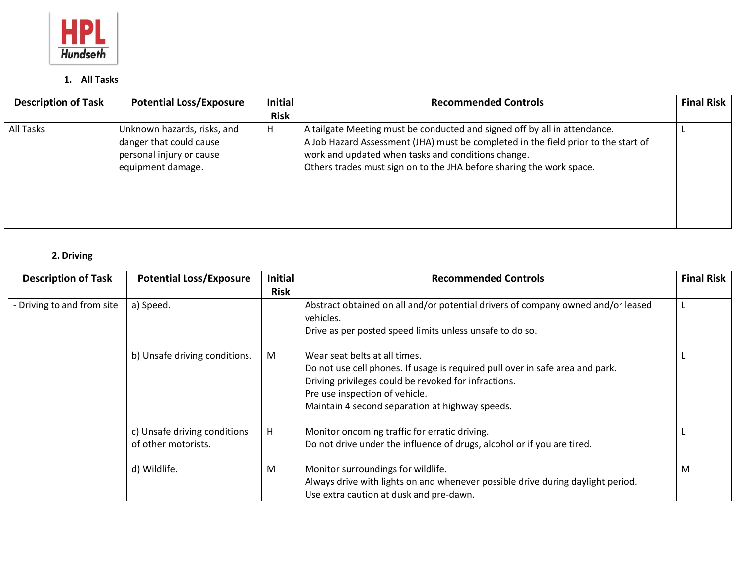## 1. All Tasks

| Description of Task | Potential Loss/Exposure | Initial Risk | Recommended Controls | Final Risk |
|---|---|---|---|---|
| All Tasks | Unknown hazards, risks, and danger that could cause personal injury or cause equipment damage. | H | A tailgate Meeting must be conducted and signed off by all in attendance.<br>A Job Hazard Assessment (JHA) must be completed in the field prior to the start of work and updated when tasks and conditions change.<br>Others trades must sign on to the JHA before sharing the work space. | L |

## 2. Driving

| Description of Task | Potential Loss/Exposure | Initial Risk | Recommended Controls | Final Risk |
|---|---|---|---|---|
| - Driving to and from site | a) Speed. | | Abstract obtained on all and/or potential drivers of company owned and/or leased vehicles.<br>Drive as per posted speed limits unless unsafe to do so. | L |
| | b) Unsafe driving conditions. | M | Wear seat belts at all times.<br>Do not use cell phones. If usage is required pull over in safe area and park.<br>Driving privileges could be revoked for infractions.<br>Pre use inspection of vehicle.<br>Maintain 4 second separation at highway speeds. | L |
| | c) Unsafe driving conditions of other motorists. | H | Monitor oncoming traffic for erratic driving.<br>Do not drive under the influence of drugs, alcohol or if you are tired. | L |
| | d) Wildlife. | M | Monitor surroundings for wildlife.<br>Always drive with lights on and whenever possible drive during daylight period.<br>Use extra caution at dusk and pre-dawn. | M |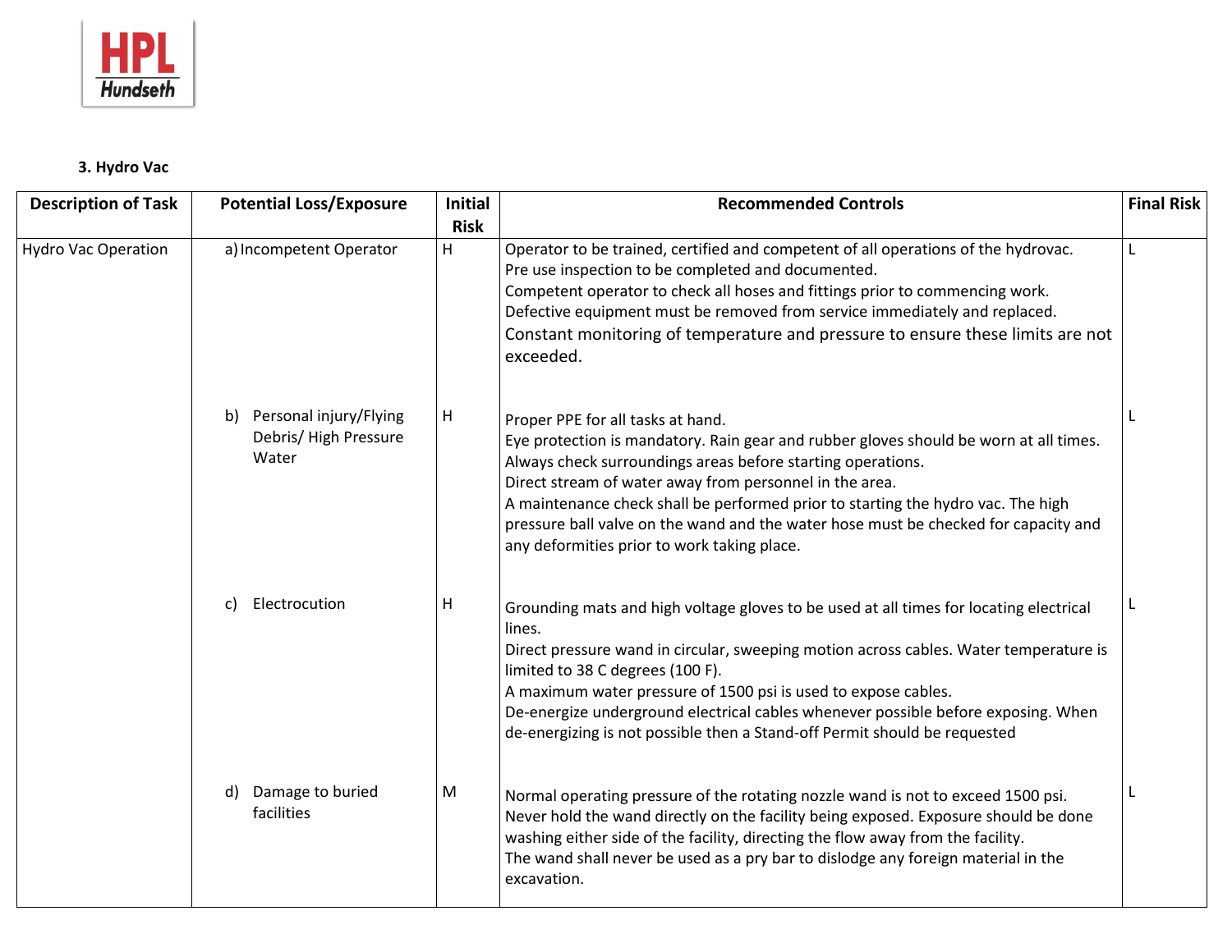### 3. Hydro Vac

| Description of Task | Potential Loss/Exposure | Initial Risk | Recommended Controls | Final Risk |
|---|---|---|---|---|
| Hydro Vac Operation | a) Incompetent Operator | H | Operator to be trained, certified and competent of all operations of the hydrovac.<br>Pre use inspection to be completed and documented.<br>Competent operator to check all hoses and fittings prior to commencing work.<br>Defective equipment must be removed from service immediately and replaced.<br>Constant monitoring of temperature and pressure to ensure these limits are not exceeded. | L |
| | b) Personal injury/Flying Debris/ High Pressure Water | H | Proper PPE for all tasks at hand.<br>Eye protection is mandatory. Rain gear and rubber gloves should be worn at all times.<br>Always check surroundings areas before starting operations.<br>Direct stream of water away from personnel in the area.<br>A maintenance check shall be performed prior to starting the hydro vac. The high pressure ball valve on the wand and the water hose must be checked for capacity and any deformities prior to work taking place. | L |
| | c) Electrocution | H | Grounding mats and high voltage gloves to be used at all times for locating electrical lines.<br>Direct pressure wand in circular, sweeping motion across cables. Water temperature is limited to 38 C degrees (100 F).<br>A maximum water pressure of 1500 psi is used to expose cables.<br>De-energize underground electrical cables whenever possible before exposing. When de-energizing is not possible then a Stand-off Permit should be requested | L |
| | d) Damage to buried facilities | M | Normal operating pressure of the rotating nozzle wand is not to exceed 1500 psi.<br>Never hold the wand directly on the facility being exposed. Exposure should be done washing either side of the facility, directing the flow away from the facility.<br>The wand shall never be used as a pry bar to dislodge any foreign material in the excavation. | L |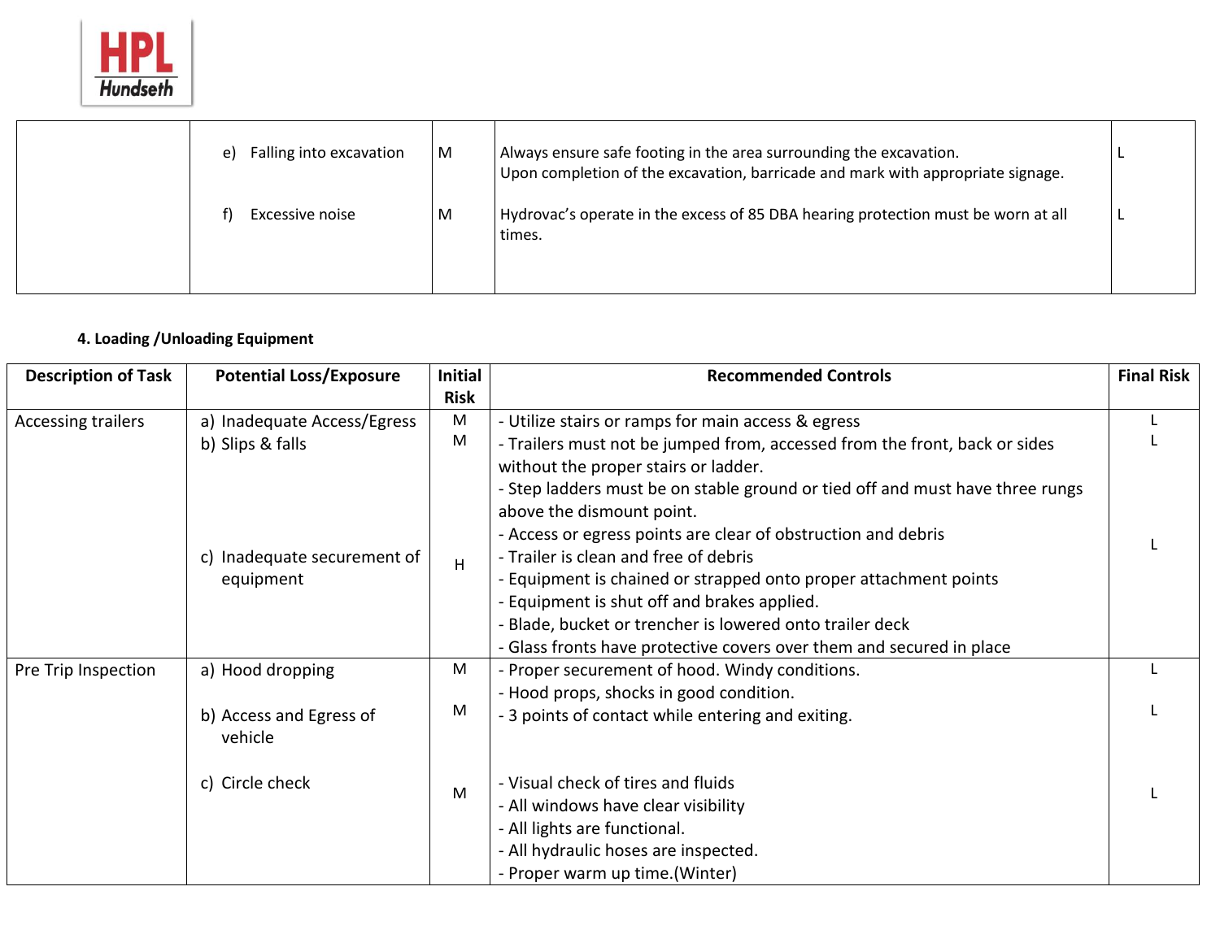| | | | | |
|---|---|---|---|---|
| | e) Falling into excavation | M | Always ensure safe footing in the area surrounding the excavation.<br>Upon completion of the excavation, barricade and mark with appropriate signage. | L |
| | f) Excessive noise | M | Hydrovac's operate in the excess of 85 DBA hearing protection must be worn at all times. | L |

**4. Loading /Unloading Equipment**

| Description of Task | Potential Loss/Exposure | Initial Risk | Recommended Controls | Final Risk |
|---|---|---|---|---|
| Accessing trailers | a) Inadequate Access/Egress<br>b) Slips & falls<br><br>c) Inadequate securement of equipment | M<br>M<br><br>H | - Utilize stairs or ramps for main access & egress<br>- Trailers must not be jumped from, accessed from the front, back or sides without the proper stairs or ladder.<br>- Step ladders must be on stable ground or tied off and must have three rungs above the dismount point.<br>- Access or egress points are clear of obstruction and debris<br>- Trailer is clean and free of debris<br>- Equipment is chained or strapped onto proper attachment points<br>- Equipment is shut off and brakes applied.<br>- Blade, bucket or trencher is lowered onto trailer deck<br>- Glass fronts have protective covers over them and secured in place | L<br>L<br><br>L |
| Pre Trip Inspection | a) Hood dropping<br><br>b) Access and Egress of vehicle<br><br>c) Circle check | M<br><br>M<br><br>M | - Proper securement of hood. Windy conditions.<br>- Hood props, shocks in good condition.<br>- 3 points of contact while entering and exiting.<br><br>- Visual check of tires and fluids<br>- All windows have clear visibility<br>- All lights are functional.<br>- All hydraulic hoses are inspected.<br>- Proper warm up time.(Winter) | L<br><br>L<br><br>L |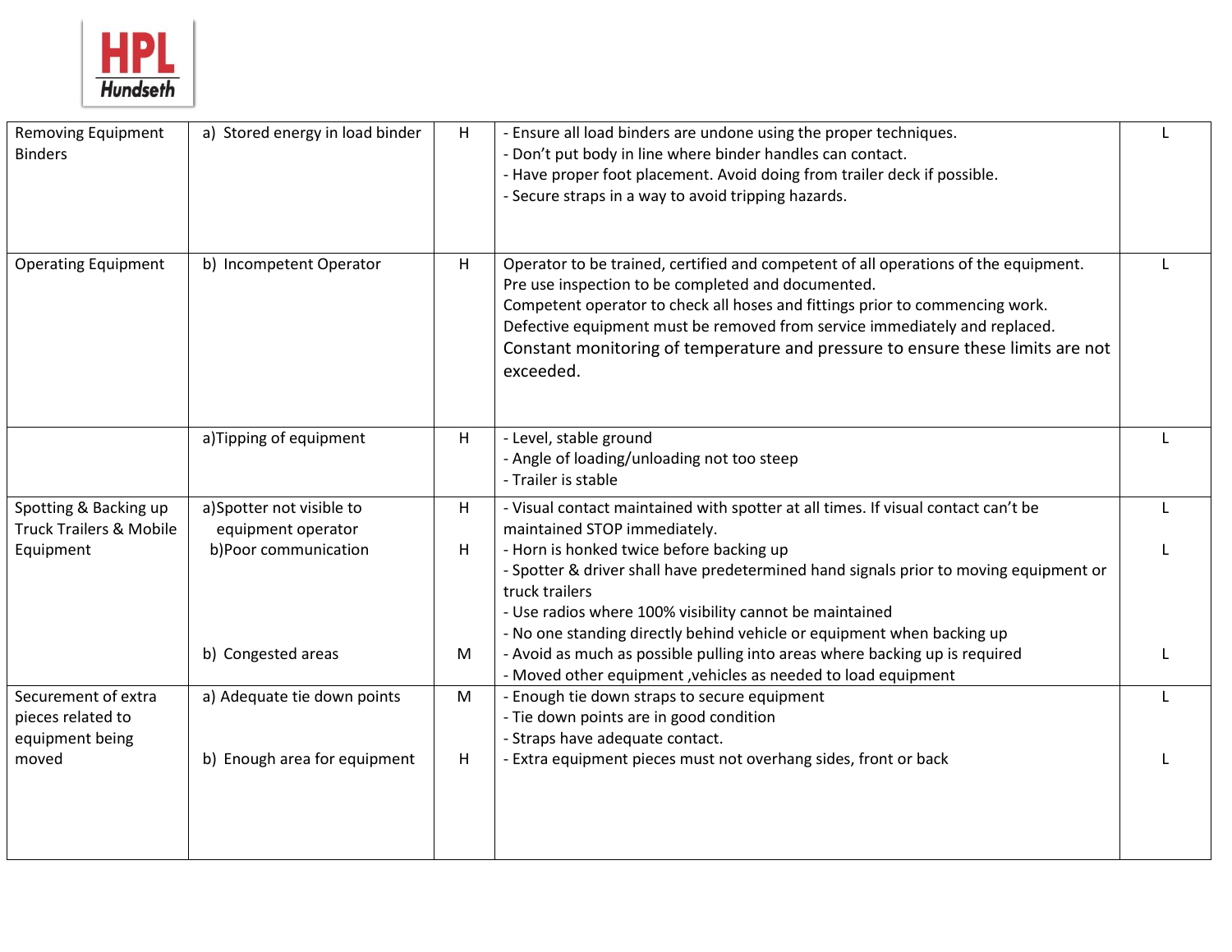| Removing Equipment Binders | a) Stored energy in load binder | H | - Ensure all load binders are undone using the proper techniques.<br>- Don't put body in line where binder handles can contact.<br>- Have proper foot placement. Avoid doing from trailer deck if possible.<br>- Secure straps in a way to avoid tripping hazards. | L |
|---|---|---|---|---|
| Operating Equipment | b) Incompetent Operator | H | Operator to be trained, certified and competent of all operations of the equipment.<br>Pre use inspection to be completed and documented.<br>Competent operator to check all hoses and fittings prior to commencing work.<br>Defective equipment must be removed from service immediately and replaced.<br>Constant monitoring of temperature and pressure to ensure these limits are not exceeded. | L |
| | a)Tipping of equipment | H | - Level, stable ground<br>- Angle of loading/unloading not too steep<br>- Trailer is stable | L |
| Spotting & Backing up Truck Trailers & Mobile Equipment | a)Spotter not visible to equipment operator<br>b)Poor communication<br><br><br><br>b) Congested areas | H<br>H<br><br><br><br>M | - Visual contact maintained with spotter at all times. If visual contact can't be maintained STOP immediately.<br>- Horn is honked twice before backing up<br>- Spotter & driver shall have predetermined hand signals prior to moving equipment or truck trailers<br>- Use radios where 100% visibility cannot be maintained<br>- No one standing directly behind vehicle or equipment when backing up<br>- Avoid as much as possible pulling into areas where backing up is required<br>- Moved other equipment ,vehicles as needed to load equipment | L<br>L<br><br><br><br>L |
| Securement of extra pieces related to equipment being moved | a) Adequate tie down points<br><br><br>b) Enough area for equipment | M<br><br><br>H | - Enough tie down straps to secure equipment<br>- Tie down points are in good condition<br>- Straps have adequate contact.<br>- Extra equipment pieces must not overhang sides, front or back | L<br><br><br>L |